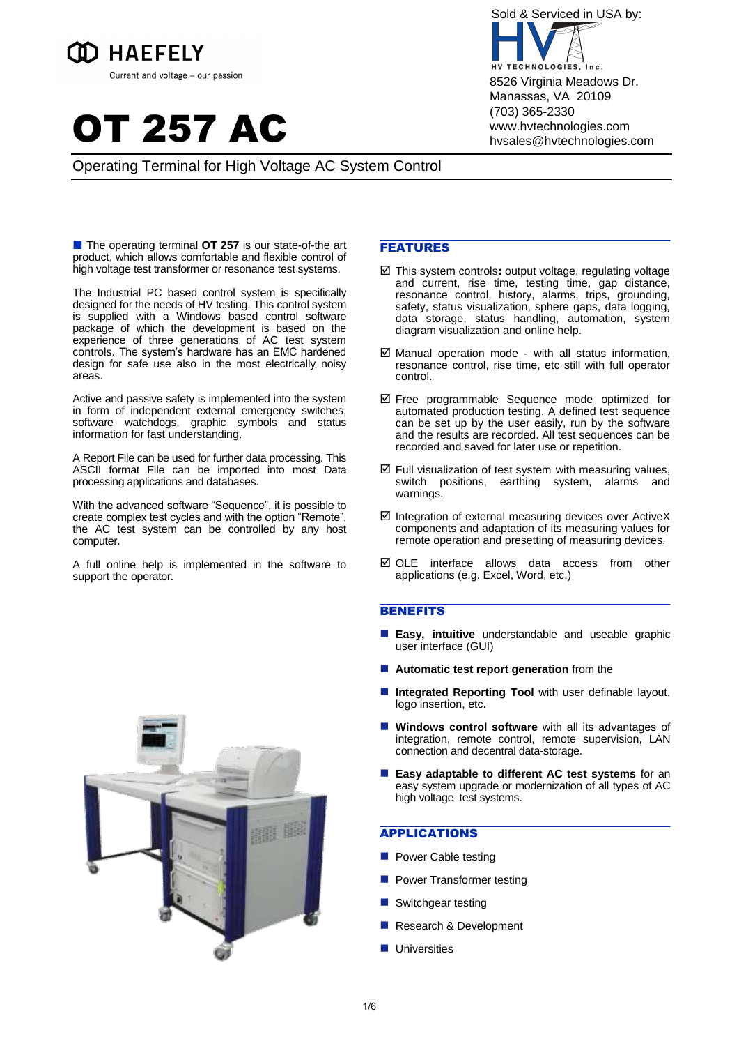HAEFELY

Current and voltage – our passion

Sold & Serviced in USA by:

HV TECHNOLOGIES, Inc.
8526 Virginia Meadows Dr.
Manassas, VA 20109
(703) 365-2330
www.hvtechnologies.com
hvsales@hvtechnologies.com

# OT 257 AC

## Operating Terminal for High Voltage AC System Control

The operating terminal **OT 257** is our state-of-the art product, which allows comfortable and flexible control of high voltage test transformer or resonance test systems.

The Industrial PC based control system is specifically designed for the needs of HV testing. This control system is supplied with a Windows based control software package of which the development is based on the experience of three generations of AC test system controls. The system's hardware has an EMC hardened design for safe use also in the most electrically noisy areas.

Active and passive safety is implemented into the system in form of independent external emergency switches, software watchdogs, graphic symbols and status information for fast understanding.

A Report File can be used for further data processing. This ASCII format File can be imported into most Data processing applications and databases.

With the advanced software "Sequence", it is possible to create complex test cycles and with the option "Remote", the AC test system can be controlled by any host computer.

A full online help is implemented in the software to support the operator.

## FEATURES

- ☑ This system controls: output voltage, regulating voltage and current, rise time, testing time, gap distance, resonance control, history, alarms, trips, grounding, safety, status visualization, sphere gaps, data logging, data storage, status handling, automation, system diagram visualization and online help.
- ☑ Manual operation mode - with all status information, resonance control, rise time, etc still with full operator control.
- ☑ Free programmable Sequence mode optimized for automated production testing. A defined test sequence can be set up by the user easily, run by the software and the results are recorded. All test sequences can be recorded and saved for later use or repetition.
- ☑ Full visualization of test system with measuring values, switch positions, earthing system, alarms and warnings.
- ☑ Integration of external measuring devices over ActiveX components and adaptation of its measuring values for remote operation and presetting of measuring devices.
- ☑ OLE interface allows data access from other applications (e.g. Excel, Word, etc.)

## BENEFITS

- **Easy, intuitive** understandable and useable graphic user interface (GUI)
- **Automatic test report generation** from the
- **Integrated Reporting Tool** with user definable layout, logo insertion, etc.
- **Windows control software** with all its advantages of integration, remote control, remote supervision, LAN connection and decentral data-storage.
- **Easy adaptable to different AC test systems** for an easy system upgrade or modernization of all types of AC high voltage test systems.

## APPLICATIONS

- Power Cable testing
- Power Transformer testing
- Switchgear testing
- Research & Development
- Universities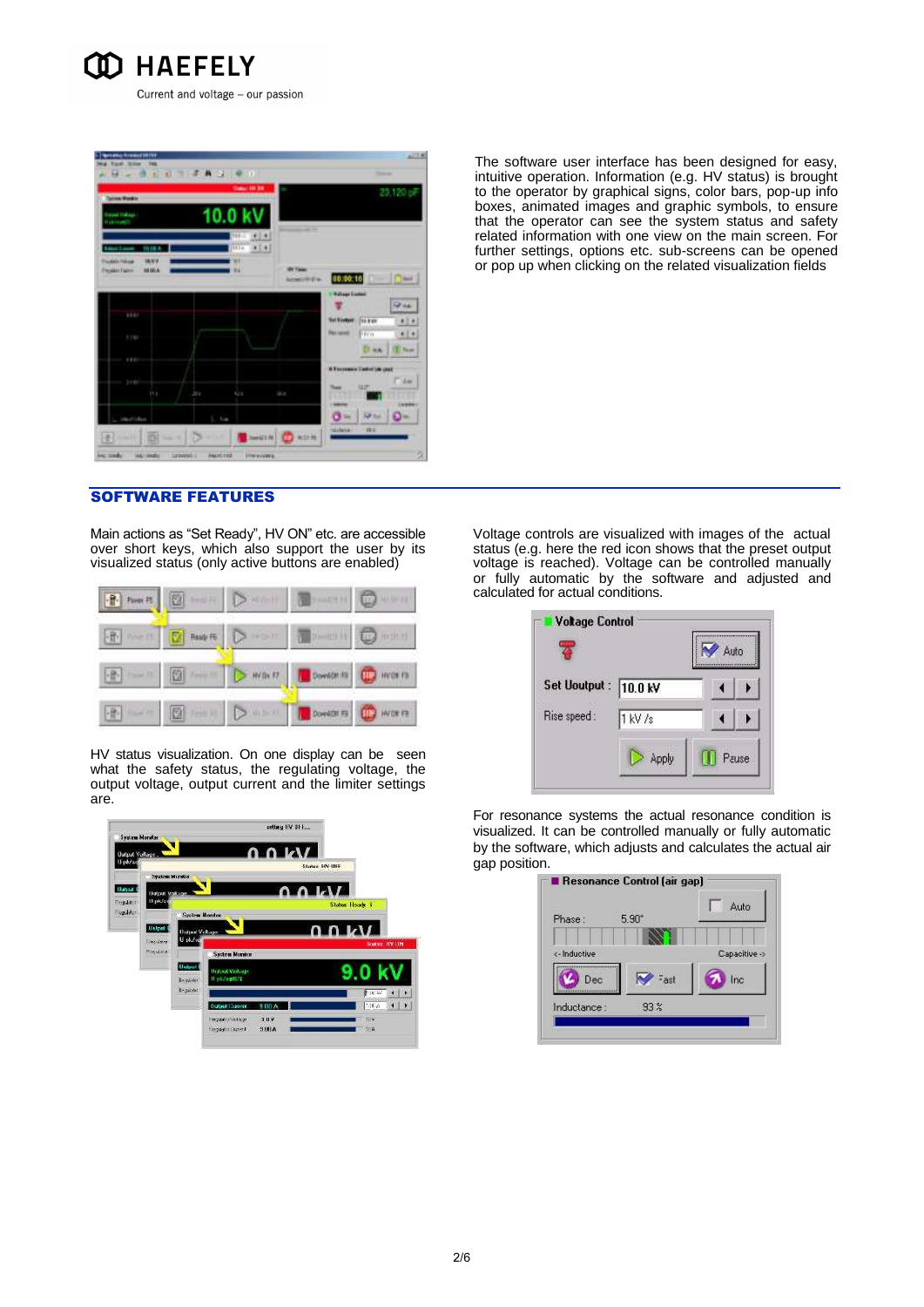The software user interface has been designed for easy, intuitive operation. Information (e.g. HV status) is brought to the operator by graphical signs, color bars, pop-up info boxes, animated images and graphic symbols, to ensure that the operator can see the system status and safety related information with one view on the main screen. For further settings, options etc. sub-screens can be opened or pop up when clicking on the related visualization fields

## SOFTWARE FEATURES

Main actions as "Set Ready", HV ON" etc. are accessible over short keys, which also support the user by its visualized status (only active buttons are enabled)

HV status visualization. On one display can be seen what the safety status, the regulating voltage, the output voltage, output current and the limiter settings are.

Voltage controls are visualized with images of the actual status (e.g. here the red icon shows that the preset output voltage is reached). Voltage can be controlled manually or fully automatic by the software and adjusted and calculated for actual conditions.

For resonance systems the actual resonance condition is visualized. It can be controlled manually or fully automatic by the software, which adjusts and calculates the actual air gap position.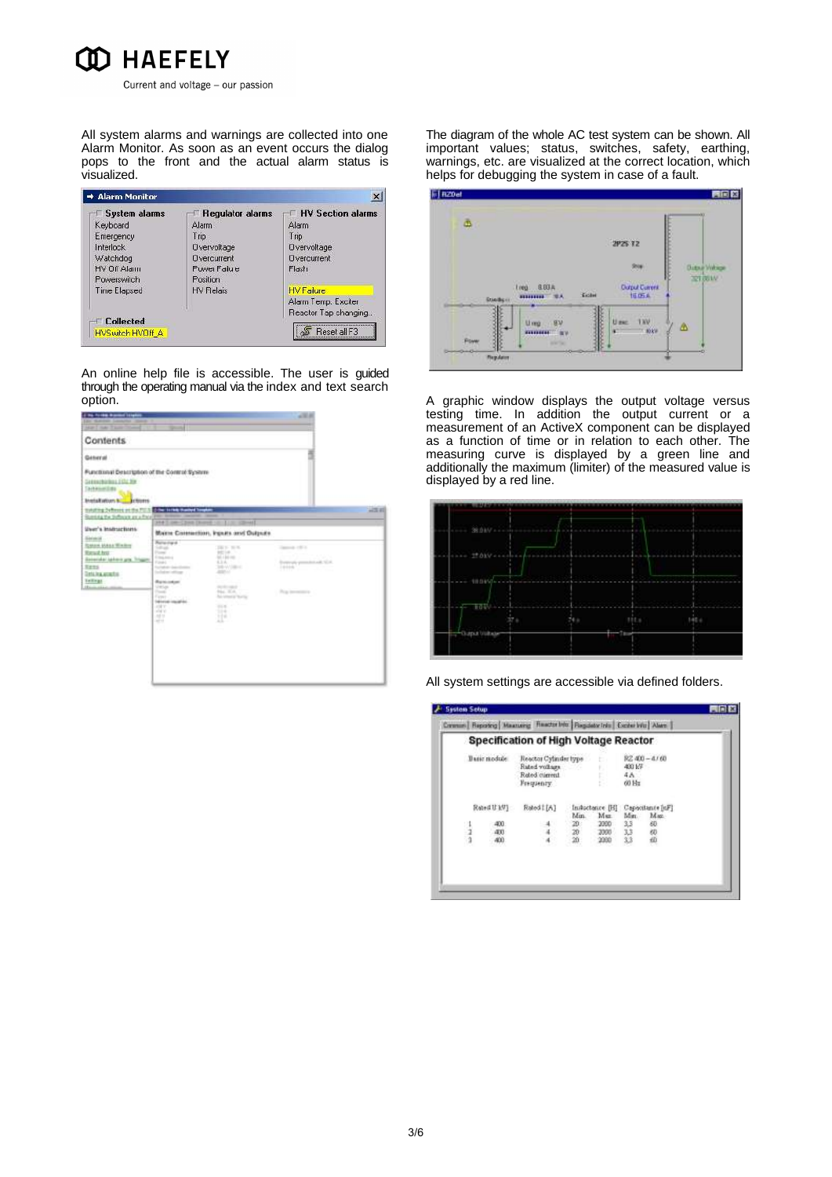All system alarms and warnings are collected into one Alarm Monitor. As soon as an event occurs the dialog pops to the front and the actual alarm status is visualized.

An online help file is accessible. The user is guided through the operating manual via the index and text search option.

The diagram of the whole AC test system can be shown. All important values; status, switches, safety, earthing, warnings, etc. are visualized at the correct location, which helps for debugging the system in case of a fault.

A graphic window displays the output voltage versus testing time. In addition the output current or a measurement of an ActiveX component can be displayed as a function of time or in relation to each other. The measuring curve is displayed by a green line and additionally the maximum (limiter) of the measured value is displayed by a red line.

All system settings are accessible via defined folders.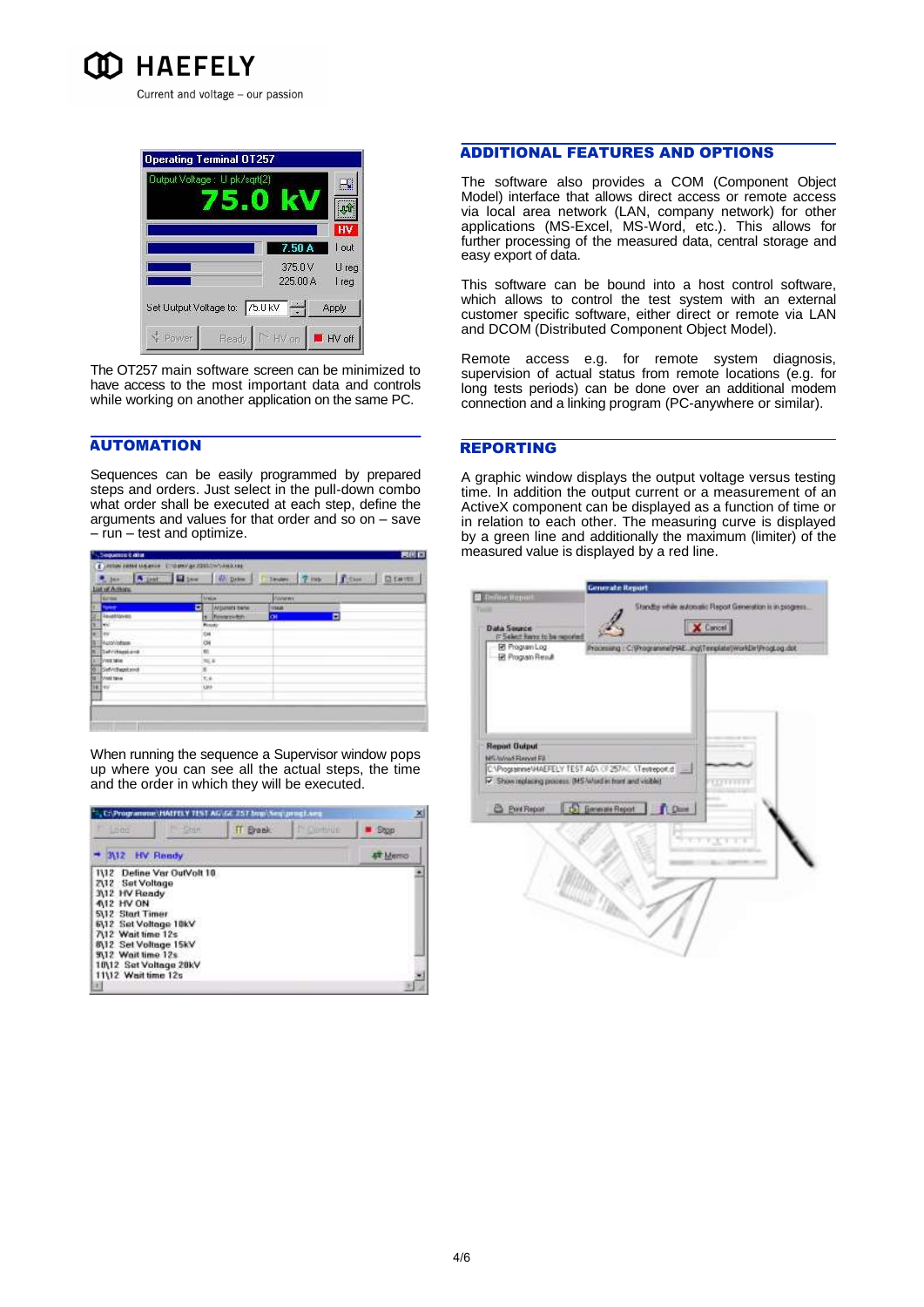The OT257 main software screen can be minimized to have access to the most important data and controls while working on another application on the same PC.

## AUTOMATION

Sequences can be easily programmed by prepared steps and orders. Just select in the pull-down combo what order shall be executed at each step, define the arguments and values for that order and so on – save – run – test and optimize.

When running the sequence a Supervisor window pops up where you can see all the actual steps, the time and the order in which they will be executed.

## ADDITIONAL FEATURES AND OPTIONS

The software also provides a COM (Component Object Model) interface that allows direct access or remote access via local area network (LAN, company network) for other applications (MS-Excel, MS-Word, etc.). This allows for further processing of the measured data, central storage and easy export of data.

This software can be bound into a host control software, which allows to control the test system with an external customer specific software, either direct or remote via LAN and DCOM (Distributed Component Object Model).

Remote access e.g. for remote system diagnosis, supervision of actual status from remote locations (e.g. for long tests periods) can be done over an additional modem connection and a linking program (PC-anywhere or similar).

## REPORTING

A graphic window displays the output voltage versus testing time. In addition the output current or a measurement of an ActiveX component can be displayed as a function of time or in relation to each other. The measuring curve is displayed by a green line and additionally the maximum (limiter) of the measured value is displayed by a red line.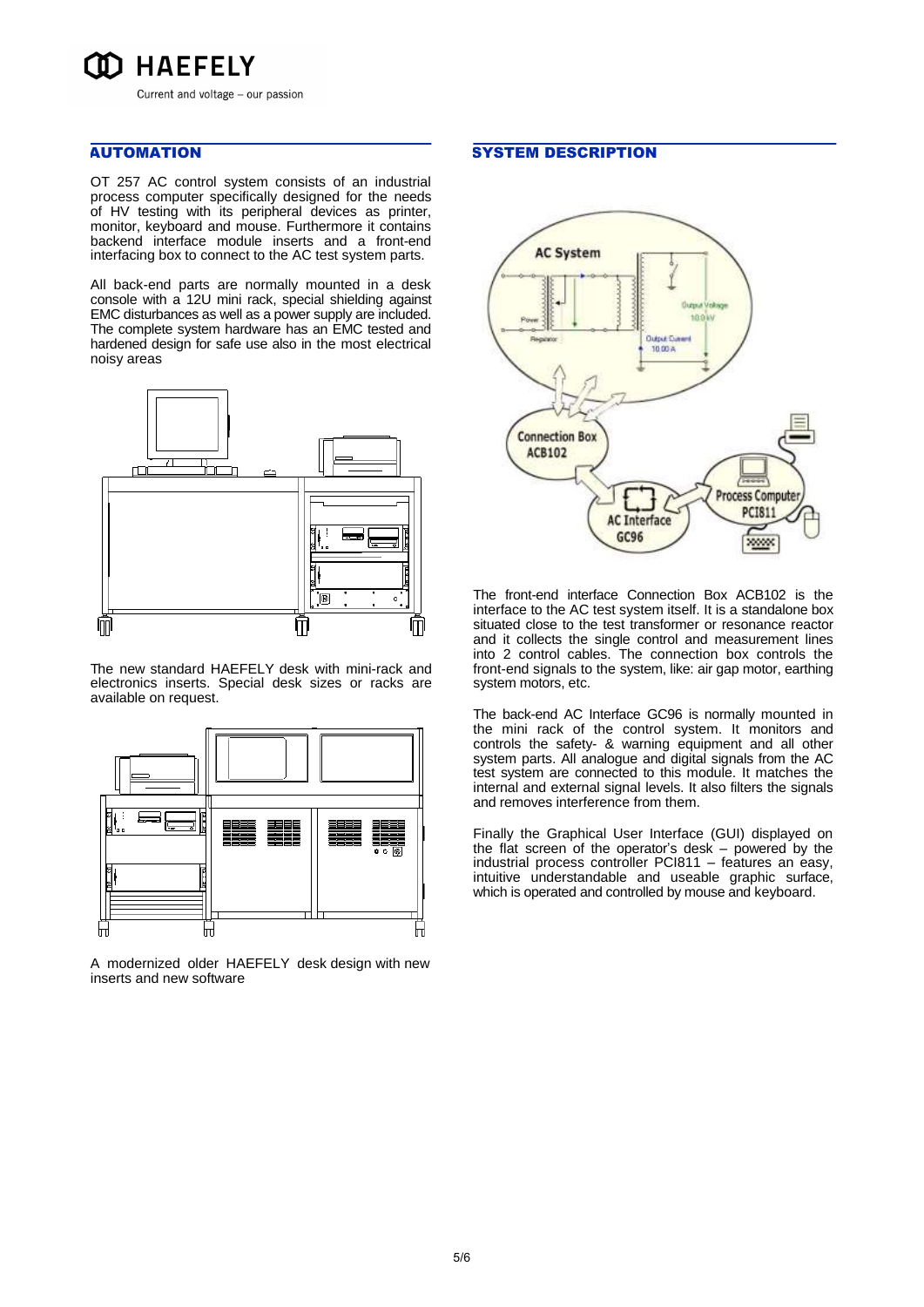## AUTOMATION

OT 257 AC control system consists of an industrial process computer specifically designed for the needs of HV testing with its peripheral devices as printer, monitor, keyboard and mouse. Furthermore it contains backend interface module inserts and a front-end interfacing box to connect to the AC test system parts.

All back-end parts are normally mounted in a desk console with a 12U mini rack, special shielding against EMC disturbances as well as a power supply are included. The complete system hardware has an EMC tested and hardened design for safe use also in the most electrical noisy areas

The new standard HAEFELY desk with mini-rack and electronics inserts. Special desk sizes or racks are available on request.

A modernized older HAEFELY desk design with new inserts and new software

## SYSTEM DESCRIPTION

The front-end interface Connection Box ACB102 is the interface to the AC test system itself. It is a standalone box situated close to the test transformer or resonance reactor and it collects the single control and measurement lines into 2 control cables. The connection box controls the front-end signals to the system, like: air gap motor, earthing system motors, etc.

The back-end AC Interface GC96 is normally mounted in the mini rack of the control system. It monitors and controls the safety- & warning equipment and all other system parts. All analogue and digital signals from the AC test system are connected to this module. It matches the internal and external signal levels. It also filters the signals and removes interference from them.

Finally the Graphical User Interface (GUI) displayed on the flat screen of the operator's desk – powered by the industrial process controller PCI811 – features an easy, intuitive understandable and useable graphic surface, which is operated and controlled by mouse and keyboard.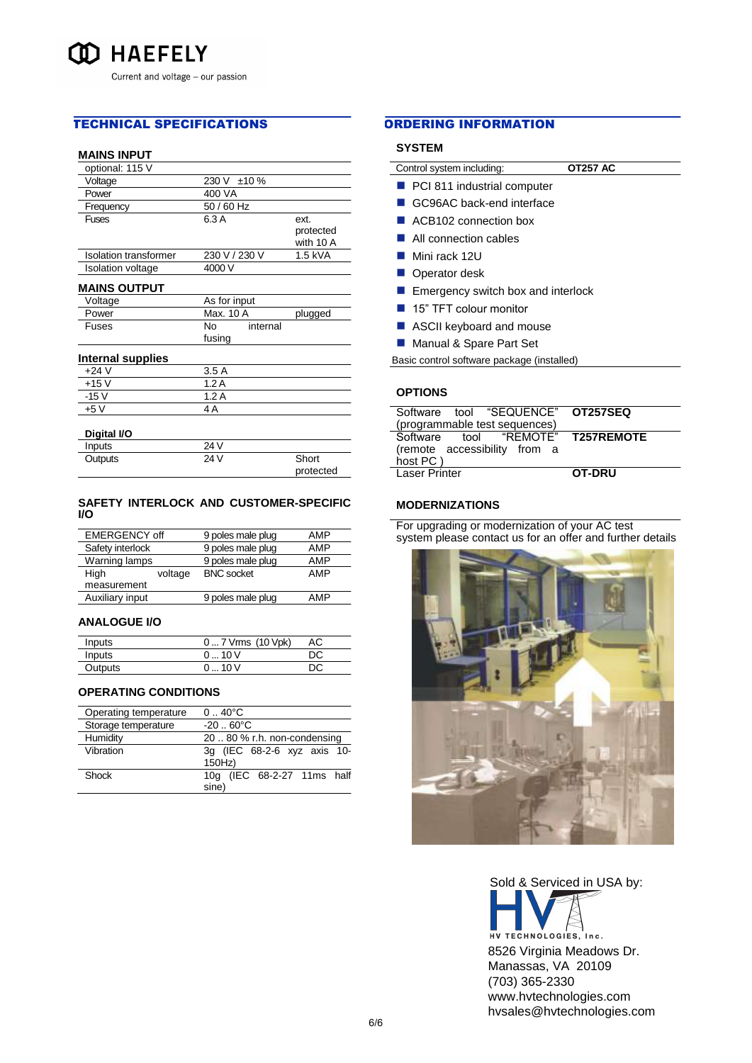HAEFELY

Current and voltage – our passion

## TECHNICAL SPECIFICATIONS

### MAINS INPUT

| | | |
|---|---|---|
| optional: 115 V | | |
| Voltage | 230 V ±10 % | |
| Power | 400 VA | |
| Frequency | 50 / 60 Hz | |
| Fuses | 6.3 A | ext. protected with 10 A |
| Isolation transformer | 230 V / 230 V | 1.5 kVA |
| Isolation voltage | 4000 V | |

### MAINS OUTPUT

| | | |
|---|---|---|
| Voltage | As for input | |
| Power | Max. 10 A | plugged |
| Fuses | No internal fusing | |

### Internal supplies

| | |
|---|---|
| +24 V | 3.5 A |
| +15 V | 1.2 A |
| -15 V | 1.2 A |
| +5 V | 4 A |

### Digital I/O

| | | |
|---|---|---|
| Inputs | 24 V | |
| Outputs | 24 V | Short protected |

### SAFETY INTERLOCK AND CUSTOMER-SPECIFIC I/O

| | | |
|---|---|---|
| EMERGENCY off | 9 poles male plug | AMP |
| Safety interlock | 9 poles male plug | AMP |
| Warning lamps | 9 poles male plug | AMP |
| High voltage measurement | BNC socket | AMP |
| Auxiliary input | 9 poles male plug | AMP |

### ANALOGUE I/O

| | | |
|---|---|---|
| Inputs | 0 ... 7 Vrms (10 Vpk) | AC |
| Inputs | 0 ... 10 V | DC |
| Outputs | 0 ... 10 V | DC |

### OPERATING CONDITIONS

| | |
|---|---|
| Operating temperature | 0 .. 40°C |
| Storage temperature | -20 .. 60°C |
| Humidity | 20 .. 80 % r.h. non-condensing |
| Vibration | 3g (IEC 68-2-6 xyz axis 10-150Hz) |
| Shock | 10g (IEC 68-2-27 11ms half sine) |

## ORDERING INFORMATION

### SYSTEM

| | |
|---|---|
| Control system including: | **OT257 AC** |

- PCI 811 industrial computer
- GC96AC back-end interface
- ACB102 connection box
- All connection cables
- Mini rack 12U
- Operator desk
- Emergency switch box and interlock
- 15" TFT colour monitor
- ASCII keyboard and mouse
- Manual & Spare Part Set

Basic control software package (installed)

### OPTIONS

| | |
|---|---|
| Software tool "SEQUENCE" (programmable test sequences) | **OT257SEQ** |
| Software tool "REMOTE" (remote accessibility from a host PC ) | **T257REMOTE** |
| Laser Printer | **OT-DRU** |

### MODERNIZATIONS

For upgrading or modernization of your AC test system please contact us for an offer and further details

Sold & Serviced in USA by:

HV TECHNOLOGIES, Inc.

8526 Virginia Meadows Dr.
Manassas, VA 20109
(703) 365-2330
www.hvtechnologies.com
hvsales@hvtechnologies.com